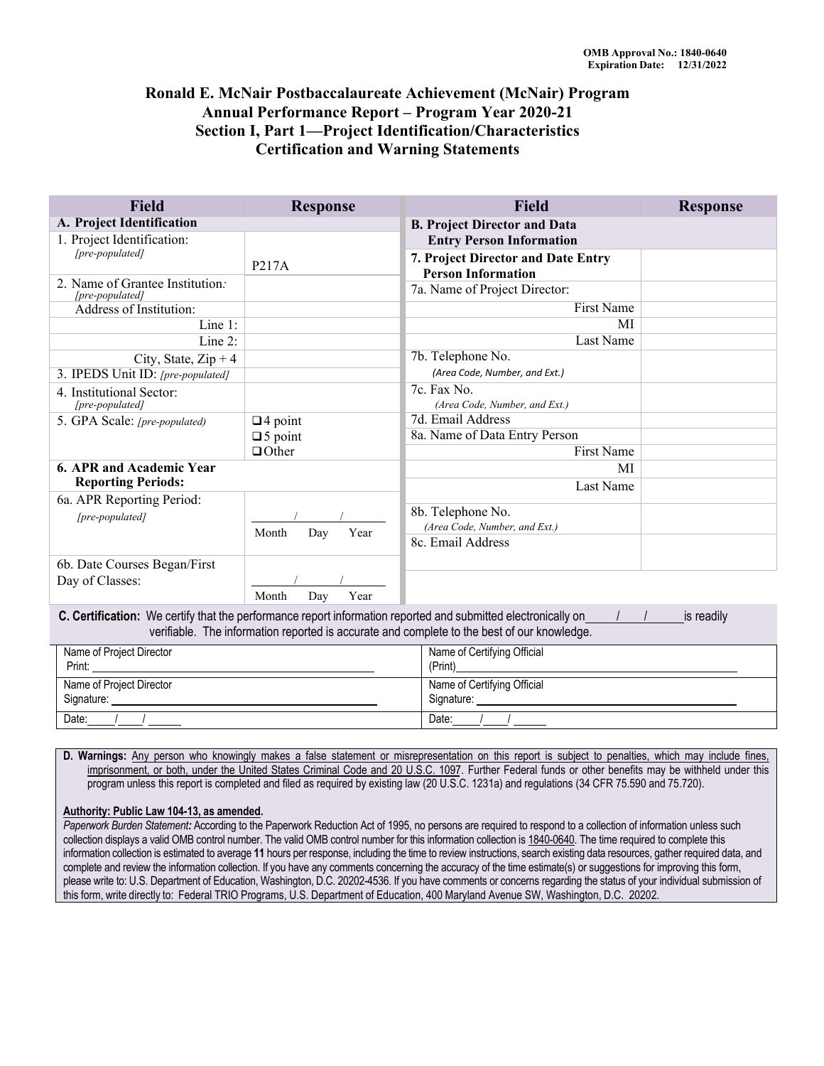OMB Approval No.: 1840-0640
Expiration Date: 12/31/2022

# Ronald E. McNair Postbaccalaureate Achievement (McNair) Program
## Annual Performance Report – Program Year 2020-21
## Section I, Part 1—Project Identification/Characteristics
## Certification and Warning Statements

| Field | Response | Field | Response |
|---|---|---|---|
| **A. Project Identification** | | **B. Project Director and Data Entry Person Information** | |
| 1. Project Identification: *[pre-populated]* | P217A | **7. Project Director and Date Entry Person Information** | |
| 2. Name of Grantee Institution: *[pre-populated]* | | 7a. Name of Project Director: | |
| Address of Institution: | | First Name | |
| Line 1: | | MI | |
| Line 2: | | Last Name | |
| City, State, Zip + 4 | | 7b. Telephone No. *(Area Code, Number, and Ext.)* | |
| 3. IPEDS Unit ID: *[pre-populated]* | | | |
| 4. Institutional Sector: *[pre-populated]* | | 7c. Fax No. *(Area Code, Number, and Ext.)* | |
| 5. GPA Scale: *[pre-populated)* | ❑ 4 point<br>❑ 5 point<br>❑ Other | 7d. Email Address | |
| | | 8a. Name of Data Entry Person | |
| | | First Name | |
| **6. APR and Academic Year Reporting Periods:** | | MI | |
| | | Last Name | |
| 6a. APR Reporting Period: *[pre-populated]* | ___/___/___<br>Month Day Year | 8b. Telephone No. *(Area Code, Number, and Ext.)* | |
| | | 8c. Email Address | |
| 6b. Date Courses Began/First Day of Classes: | ___/___/___<br>Month Day Year | | |

**C. Certification:** We certify that the performance report information reported and submitted electronically on ___/___/___ is readily verifiable. The information reported is accurate and complete to the best of our knowledge.

| | |
|---|---|
| Name of Project Director<br>Print: ______________________ | Name of Certifying Official<br>(Print)______________________ |
| Name of Project Director<br>Signature: ______________________ | Name of Certifying Official<br>Signature: ______________________ |
| Date:___/___/_____ | Date:___/___/_____ |

**D. Warnings:** Any person who knowingly makes a false statement or misrepresentation on this report is subject to penalties, which may include fines, imprisonment, or both, under the United States Criminal Code and 20 U.S.C. 1097. Further Federal funds or other benefits may be withheld under this program unless this report is completed and filed as required by existing law (20 U.S.C. 1231a) and regulations (34 CFR 75.590 and 75.720).

**Authority: Public Law 104-13, as amended.**

*Paperwork Burden Statement:* According to the Paperwork Reduction Act of 1995, no persons are required to respond to a collection of information unless such collection displays a valid OMB control number. The valid OMB control number for this information collection is 1840-0640. The time required to complete this information collection is estimated to average **11** hours per response, including the time to review instructions, search existing data resources, gather required data, and complete and review the information collection. If you have any comments concerning the accuracy of the time estimate(s) or suggestions for improving this form, please write to: U.S. Department of Education, Washington, D.C. 20202-4536. If you have comments or concerns regarding the status of your individual submission of this form, write directly to: Federal TRIO Programs, U.S. Department of Education, 400 Maryland Avenue SW, Washington, D.C. 20202.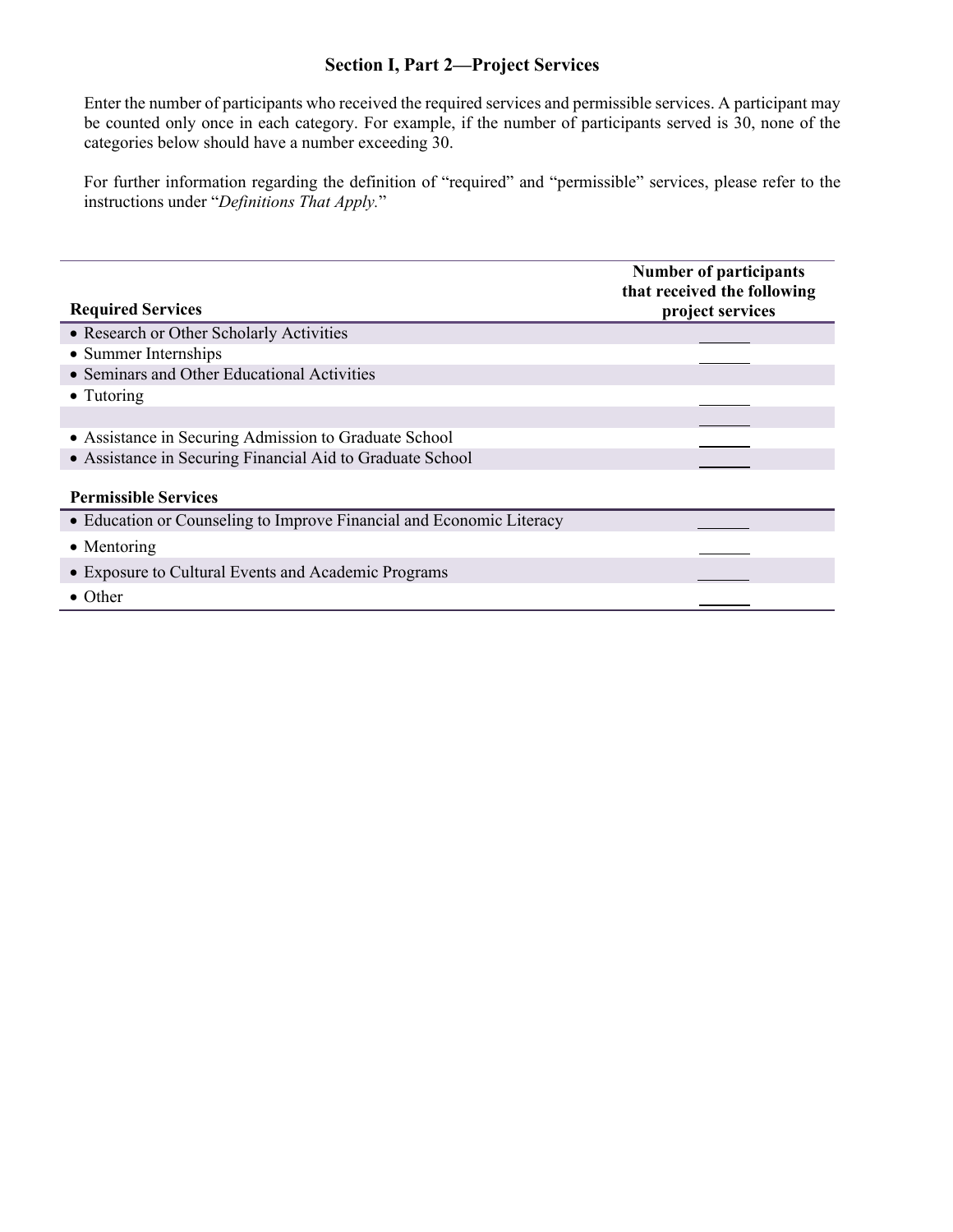## Section I, Part 2—Project Services

Enter the number of participants who received the required services and permissible services. A participant may be counted only once in each category. For example, if the number of participants served is 30, none of the categories below should have a number exceeding 30.

For further information regarding the definition of "required" and "permissible" services, please refer to the instructions under "*Definitions That Apply.*"

| **Required Services** | **Number of participants that received the following project services** |
|---|---|
| • Research or Other Scholarly Activities | ______ |
| • Summer Internships | ______ |
| • Seminars and Other Educational Activities | |
| • Tutoring | ______ |
| | ______ |
| • Assistance in Securing Admission to Graduate School | ______ |
| • Assistance in Securing Financial Aid to Graduate School | ______ |
| **Permissible Services** | |
| • Education or Counseling to Improve Financial and Economic Literacy | ______ |
| • Mentoring | ______ |
| • Exposure to Cultural Events and Academic Programs | ______ |
| • Other | ______ |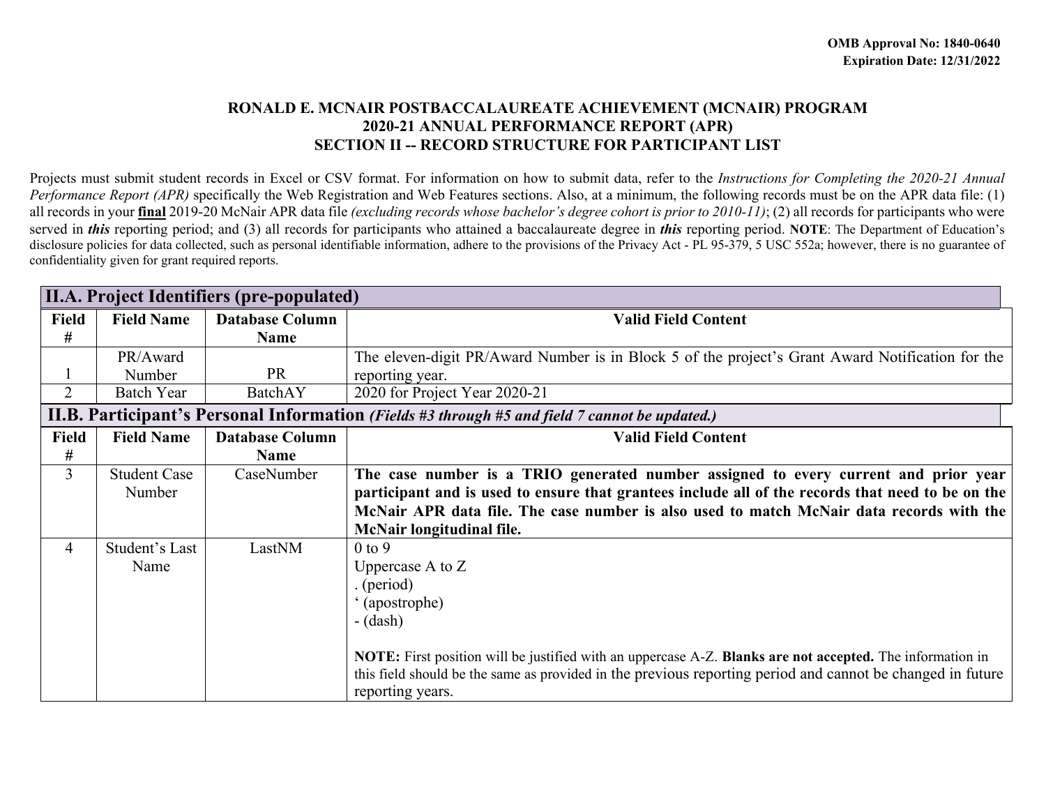OMB Approval No: 1840-0640
Expiration Date: 12/31/2022

# RONALD E. MCNAIR POSTBACCALAUREATE ACHIEVEMENT (MCNAIR) PROGRAM
## 2020-21 ANNUAL PERFORMANCE REPORT (APR)
## SECTION II -- RECORD STRUCTURE FOR PARTICIPANT LIST

Projects must submit student records in Excel or CSV format. For information on how to submit data, refer to the *Instructions for Completing the 2020-21 Annual Performance Report (APR)* specifically the Web Registration and Web Features sections. Also, at a minimum, the following records must be on the APR data file: (1) all records in your **final** 2019-20 McNair APR data file *(excluding records whose bachelor's degree cohort is prior to 2010-11)*; (2) all records for participants who were served in ***this*** reporting period; and (3) all records for participants who attained a baccalaureate degree in ***this*** reporting period. **NOTE**: The Department of Education's disclosure policies for data collected, such as personal identifiable information, adhere to the provisions of the Privacy Act - PL 95-379, 5 USC 552a; however, there is no guarantee of confidentiality given for grant required reports.

### II.A. Project Identifiers (pre-populated)

| Field # | Field Name | Database Column Name | Valid Field Content |
|---|---|---|---|
| 1 | PR/Award Number | PR | The eleven-digit PR/Award Number is in Block 5 of the project's Grant Award Notification for the reporting year. |
| 2 | Batch Year | BatchAY | 2020 for Project Year 2020-21 |

### II.B. Participant's Personal Information *(Fields #3 through #5 and field 7 cannot be updated.)*

| Field # | Field Name | Database Column Name | Valid Field Content |
|---|---|---|---|
| 3 | Student Case Number | CaseNumber | **The case number is a TRIO generated number assigned to every current and prior year participant and is used to ensure that grantees include all of the records that need to be on the McNair APR data file. The case number is also used to match McNair data records with the McNair longitudinal file.** |
| 4 | Student's Last Name | LastNM | 0 to 9<br>Uppercase A to Z<br>. (period)<br>' (apostrophe)<br>- (dash)<br><br>**NOTE:** First position will be justified with an uppercase A-Z. **Blanks are not accepted.** The information in this field should be the same as provided in the previous reporting period and cannot be changed in future reporting years. |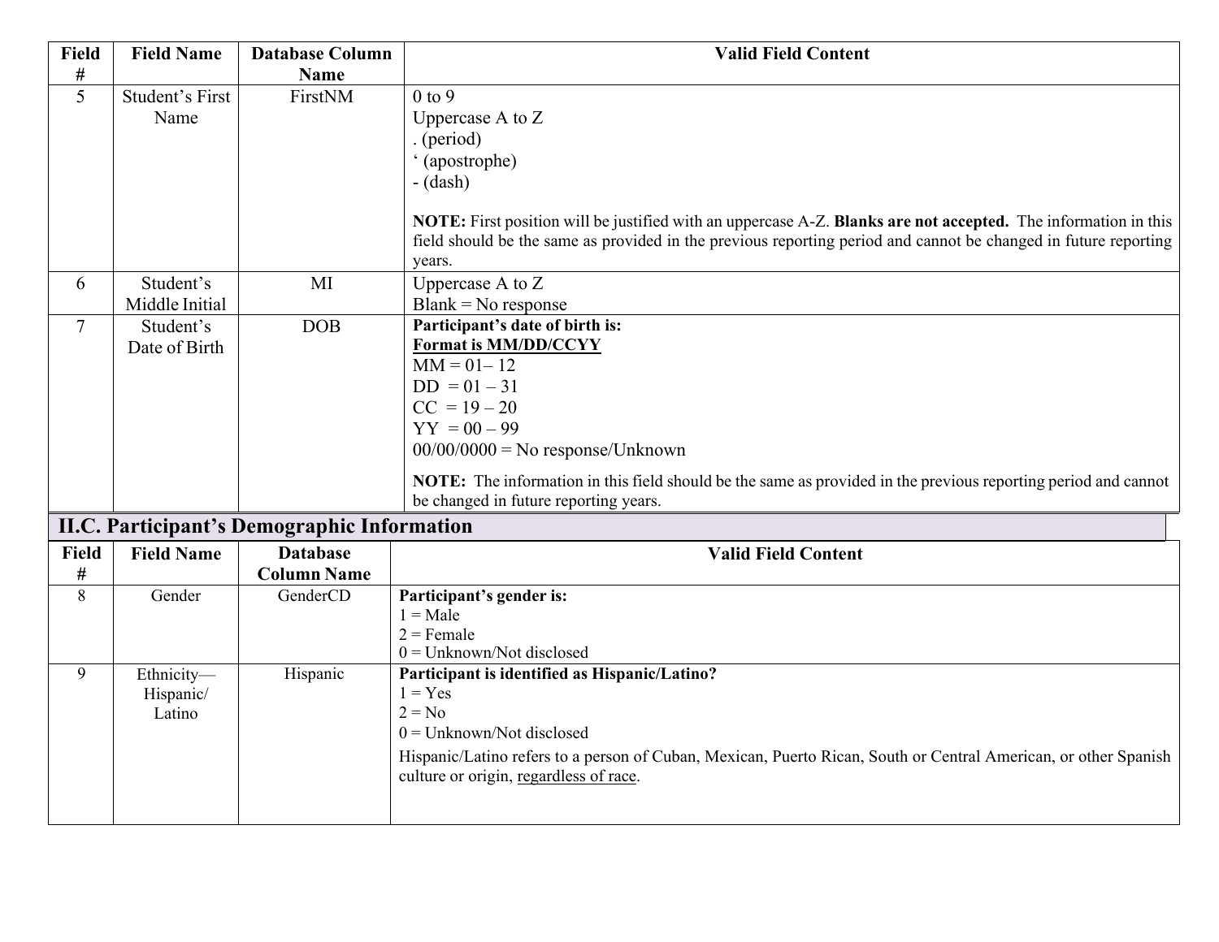| Field # | Field Name | Database Column Name | Valid Field Content |
|---|---|---|---|
| 5 | Student's First Name | FirstNM | 0 to 9<br>Uppercase A to Z<br>. (period)<br>' (apostrophe)<br>- (dash)<br><br>**NOTE:** First position will be justified with an uppercase A-Z. **Blanks are not accepted.** The information in this field should be the same as provided in the previous reporting period and cannot be changed in future reporting years. |
| 6 | Student's Middle Initial | MI | Uppercase A to Z<br>Blank = No response |
| 7 | Student's Date of Birth | DOB | **Participant's date of birth is:**<br>**<u>Format is MM/DD/CCYY</u>**<br>MM = 01– 12<br>DD = 01 – 31<br>CC = 19 – 20<br>YY = 00 – 99<br>00/00/0000 = No response/Unknown<br><br>**NOTE:** The information in this field should be the same as provided in the previous reporting period and cannot be changed in future reporting years. |

## II.C. Participant's Demographic Information

| Field # | Field Name | Database Column Name | Valid Field Content |
|---|---|---|---|
| 8 | Gender | GenderCD | **Participant's gender is:**<br>1 = Male<br>2 = Female<br>0 = Unknown/Not disclosed |
| 9 | Ethnicity—Hispanic/ Latino | Hispanic | **Participant is identified as Hispanic/Latino?**<br>1 = Yes<br>2 = No<br>0 = Unknown/Not disclosed<br>Hispanic/Latino refers to a person of Cuban, Mexican, Puerto Rican, South or Central American, or other Spanish culture or origin, <u>regardless of race</u>. |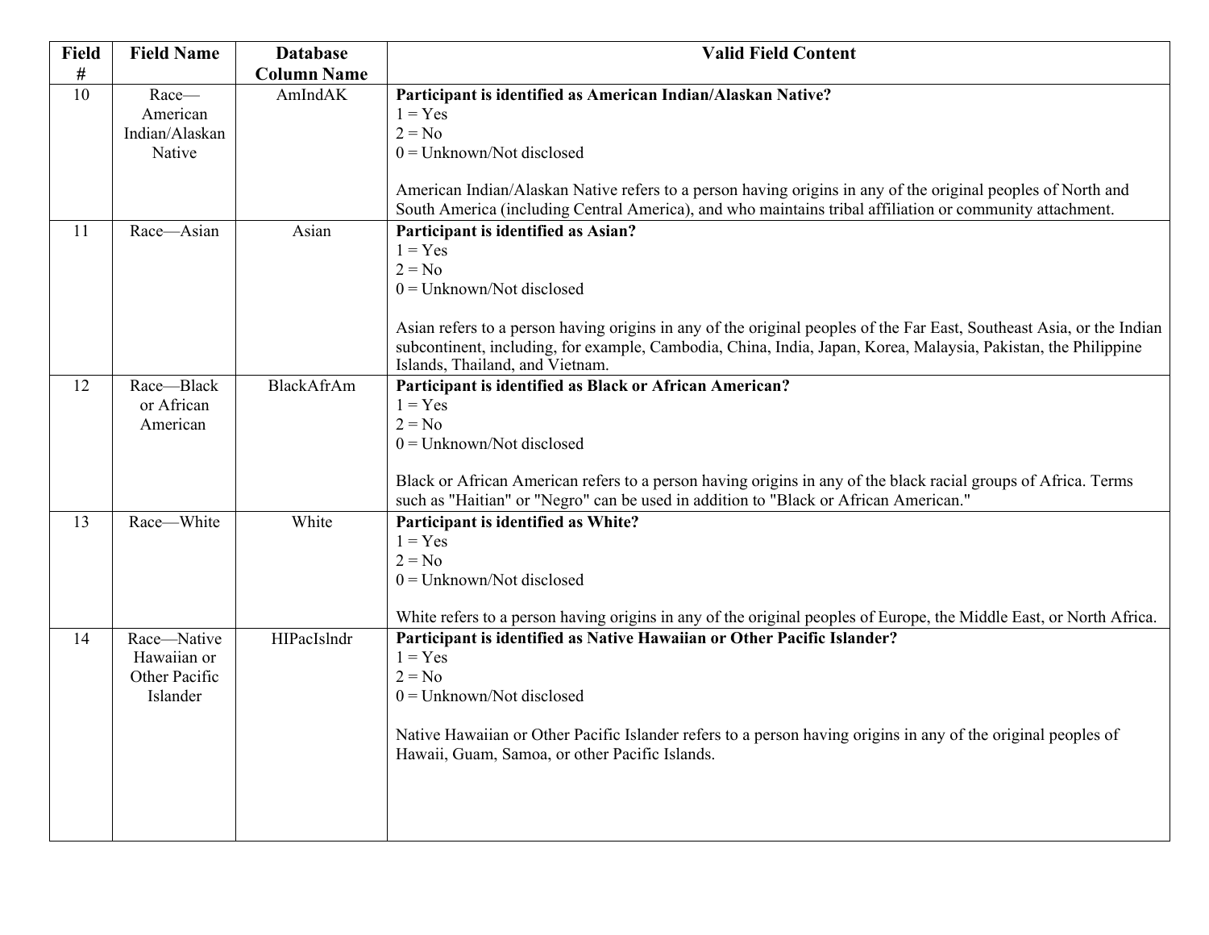| Field # | Field Name | Database Column Name | Valid Field Content |
|---|---|---|---|
| 10 | Race—American Indian/Alaskan Native | AmIndAK | **Participant is identified as American Indian/Alaskan Native?**<br>1 = Yes<br>2 = No<br>0 = Unknown/Not disclosed<br><br>American Indian/Alaskan Native refers to a person having origins in any of the original peoples of North and South America (including Central America), and who maintains tribal affiliation or community attachment. |
| 11 | Race—Asian | Asian | **Participant is identified as Asian?**<br>1 = Yes<br>2 = No<br>0 = Unknown/Not disclosed<br><br>Asian refers to a person having origins in any of the original peoples of the Far East, Southeast Asia, or the Indian subcontinent, including, for example, Cambodia, China, India, Japan, Korea, Malaysia, Pakistan, the Philippine Islands, Thailand, and Vietnam. |
| 12 | Race—Black or African American | BlackAfrAm | **Participant is identified as Black or African American?**<br>1 = Yes<br>2 = No<br>0 = Unknown/Not disclosed<br><br>Black or African American refers to a person having origins in any of the black racial groups of Africa. Terms such as "Haitian" or "Negro" can be used in addition to "Black or African American." |
| 13 | Race—White | White | **Participant is identified as White?**<br>1 = Yes<br>2 = No<br>0 = Unknown/Not disclosed<br><br>White refers to a person having origins in any of the original peoples of Europe, the Middle East, or North Africa. |
| 14 | Race—Native Hawaiian or Other Pacific Islander | HIPacIslndr | **Participant is identified as Native Hawaiian or Other Pacific Islander?**<br>1 = Yes<br>2 = No<br>0 = Unknown/Not disclosed<br><br>Native Hawaiian or Other Pacific Islander refers to a person having origins in any of the original peoples of Hawaii, Guam, Samoa, or other Pacific Islands. |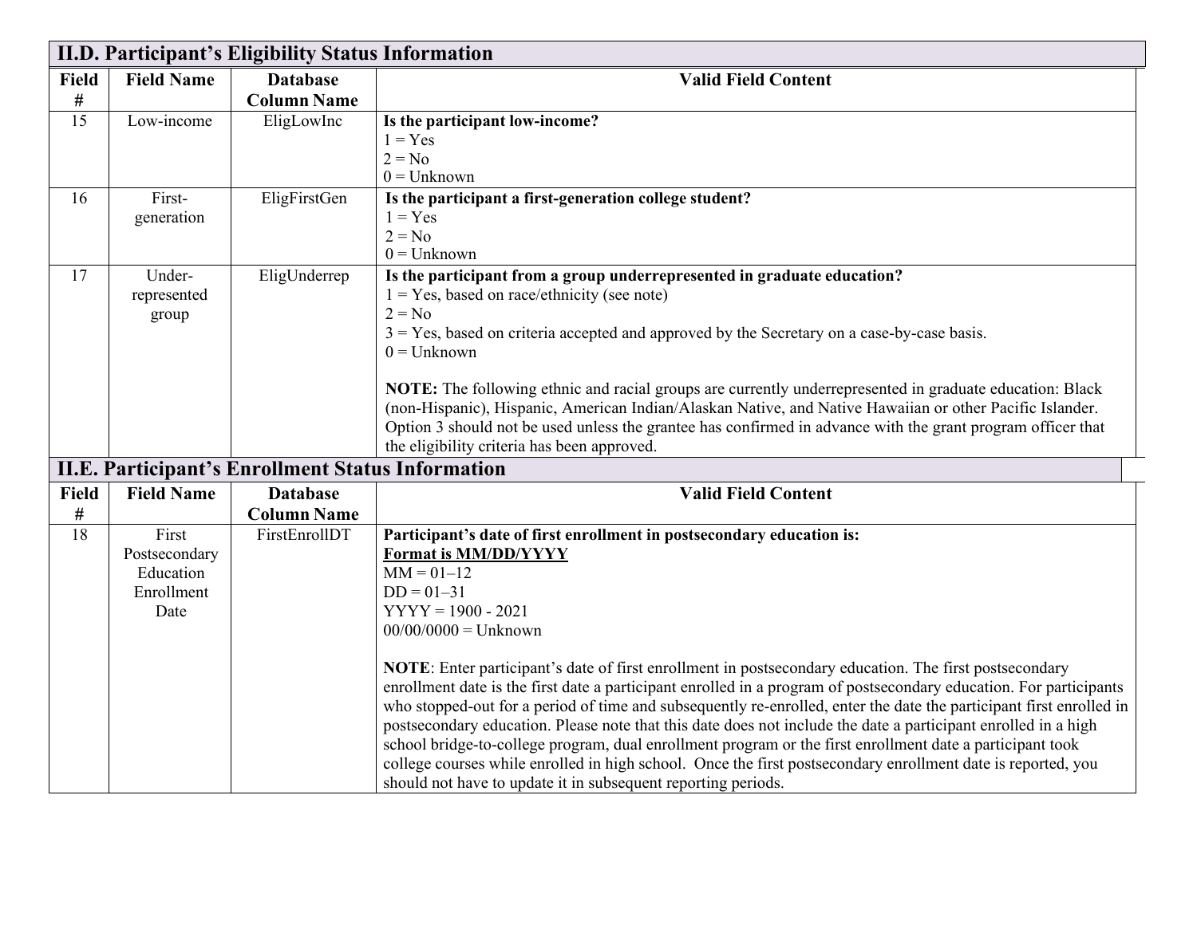## II.D. Participant's Eligibility Status Information

| Field # | Field Name | Database Column Name | Valid Field Content |
|---|---|---|---|
| 15 | Low-income | EligLowInc | **Is the participant low-income?**<br>1 = Yes<br>2 = No<br>0 = Unknown |
| 16 | First-generation | EligFirstGen | **Is the participant a first-generation college student?**<br>1 = Yes<br>2 = No<br>0 = Unknown |
| 17 | Under-represented group | EligUnderrep | **Is the participant from a group underrepresented in graduate education?**<br>1 = Yes, based on race/ethnicity (see note)<br>2 = No<br>3 = Yes, based on criteria accepted and approved by the Secretary on a case-by-case basis.<br>0 = Unknown<br><br>**NOTE:** The following ethnic and racial groups are currently underrepresented in graduate education: Black (non-Hispanic), Hispanic, American Indian/Alaskan Native, and Native Hawaiian or other Pacific Islander. Option 3 should not be used unless the grantee has confirmed in advance with the grant program officer that the eligibility criteria has been approved. |

## II.E. Participant's Enrollment Status Information

| Field # | Field Name | Database Column Name | Valid Field Content |
|---|---|---|---|
| 18 | First Postsecondary Education Enrollment Date | FirstEnrollDT | **Participant's date of first enrollment in postsecondary education is:**<br>**<u>Format is MM/DD/YYYY</u>**<br>MM = 01–12<br>DD = 01–31<br>YYYY = 1900 - 2021<br>00/00/0000 = Unknown<br><br>**NOTE**: Enter participant's date of first enrollment in postsecondary education. The first postsecondary enrollment date is the first date a participant enrolled in a program of postsecondary education. For participants who stopped-out for a period of time and subsequently re-enrolled, enter the date the participant first enrolled in postsecondary education. Please note that this date does not include the date a participant enrolled in a high school bridge-to-college program, dual enrollment program or the first enrollment date a participant took college courses while enrolled in high school. Once the first postsecondary enrollment date is reported, you should not have to update it in subsequent reporting periods. |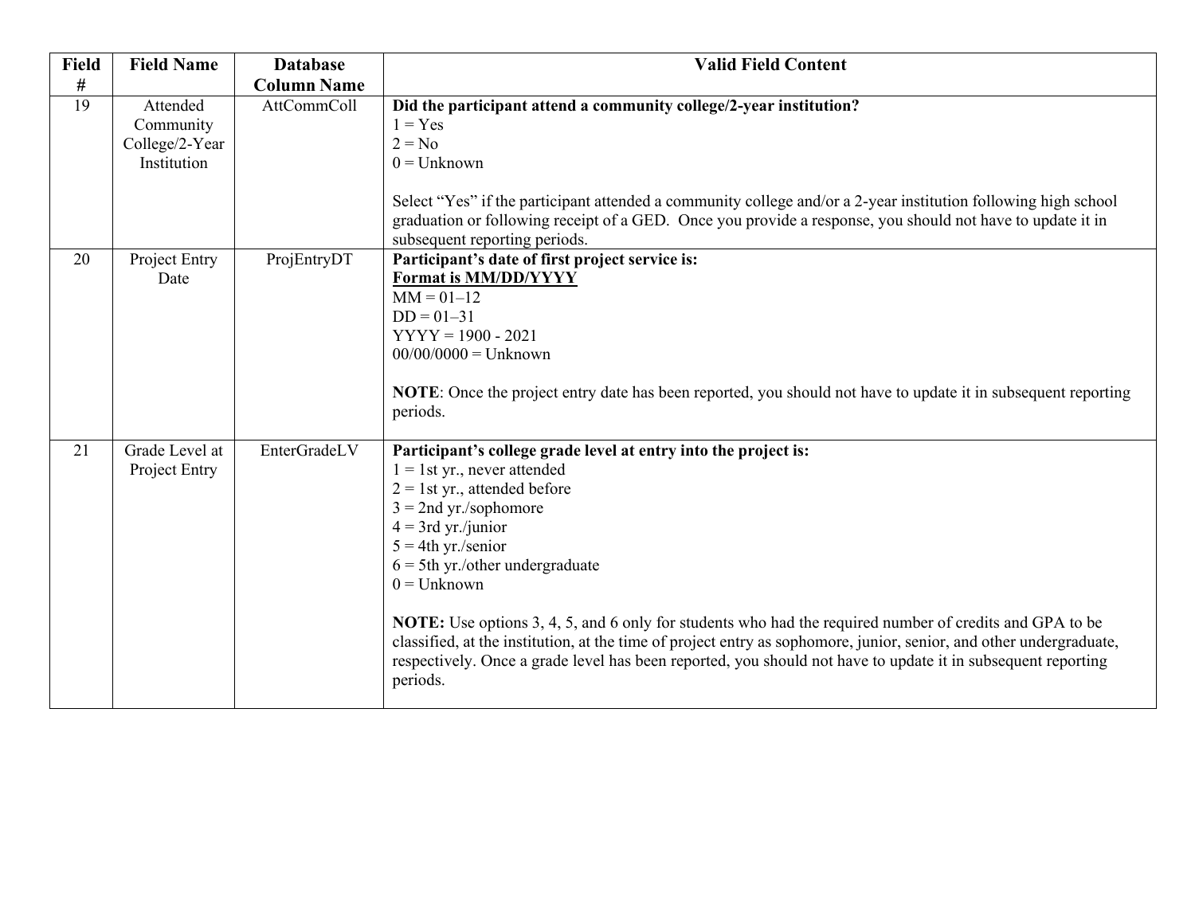| Field # | Field Name | Database Column Name | Valid Field Content |
|---|---|---|---|
| 19 | Attended Community College/2-Year Institution | AttCommColl | **Did the participant attend a community college/2-year institution?**<br>1 = Yes<br>2 = No<br>0 = Unknown<br><br>Select "Yes" if the participant attended a community college and/or a 2-year institution following high school graduation or following receipt of a GED. Once you provide a response, you should not have to update it in subsequent reporting periods. |
| 20 | Project Entry Date | ProjEntryDT | **Participant's date of first project service is:**<br>**Format is MM/DD/YYYY**<br>MM = 01–12<br>DD = 01–31<br>YYYY = 1900 - 2021<br>00/00/0000 = Unknown<br><br>**NOTE**: Once the project entry date has been reported, you should not have to update it in subsequent reporting periods. |
| 21 | Grade Level at Project Entry | EnterGradeLV | **Participant's college grade level at entry into the project is:**<br>1 = 1st yr., never attended<br>2 = 1st yr., attended before<br>3 = 2nd yr./sophomore<br>4 = 3rd yr./junior<br>5 = 4th yr./senior<br>6 = 5th yr./other undergraduate<br>0 = Unknown<br><br>**NOTE:** Use options 3, 4, 5, and 6 only for students who had the required number of credits and GPA to be classified, at the institution, at the time of project entry as sophomore, junior, senior, and other undergraduate, respectively. Once a grade level has been reported, you should not have to update it in subsequent reporting periods. |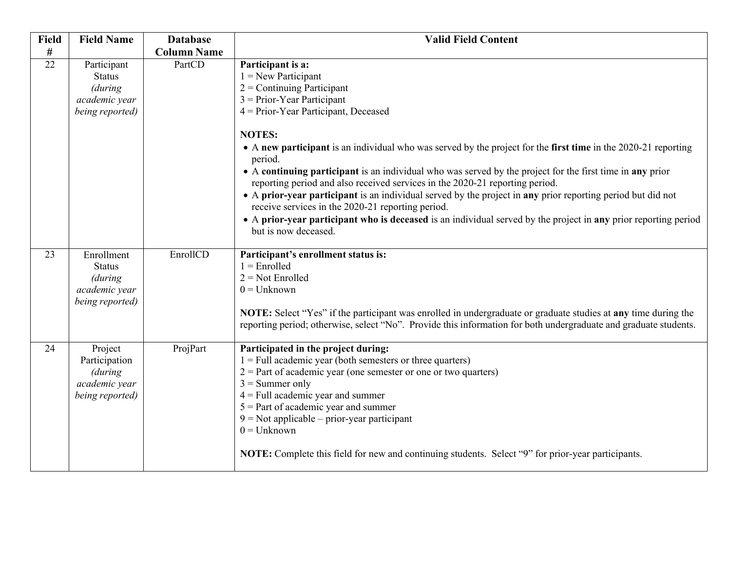| Field # | Field Name | Database Column Name | Valid Field Content |
|---|---|---|---|
| 22 | Participant Status *(during academic year being reported)* | PartCD | **Participant is a:**<br>1 = New Participant<br>2 = Continuing Participant<br>3 = Prior-Year Participant<br>4 = Prior-Year Participant, Deceased<br><br>**NOTES:**<br>• A **new participant** is an individual who was served by the project for the **first time** in the 2020-21 reporting period.<br>• A **continuing participant** is an individual who was served by the project for the first time in **any** prior reporting period and also received services in the 2020-21 reporting period.<br>• A **prior-year participant** is an individual served by the project in **any** prior reporting period but did not receive services in the 2020-21 reporting period.<br>• A **prior-year participant who is deceased** is an individual served by the project in **any** prior reporting period but is now deceased. |
| 23 | Enrollment Status *(during academic year being reported)* | EnrollCD | **Participant's enrollment status is:**<br>1 = Enrolled<br>2 = Not Enrolled<br>0 = Unknown<br><br>**NOTE:** Select "Yes" if the participant was enrolled in undergraduate or graduate studies at **any** time during the reporting period; otherwise, select "No". Provide this information for both undergraduate and graduate students. |
| 24 | Project Participation *(during academic year being reported)* | ProjPart | **Participated in the project during:**<br>1 = Full academic year (both semesters or three quarters)<br>2 = Part of academic year (one semester or one or two quarters)<br>3 = Summer only<br>4 = Full academic year and summer<br>5 = Part of academic year and summer<br>9 = Not applicable – prior-year participant<br>0 = Unknown<br><br>**NOTE:** Complete this field for new and continuing students. Select "9" for prior-year participants. |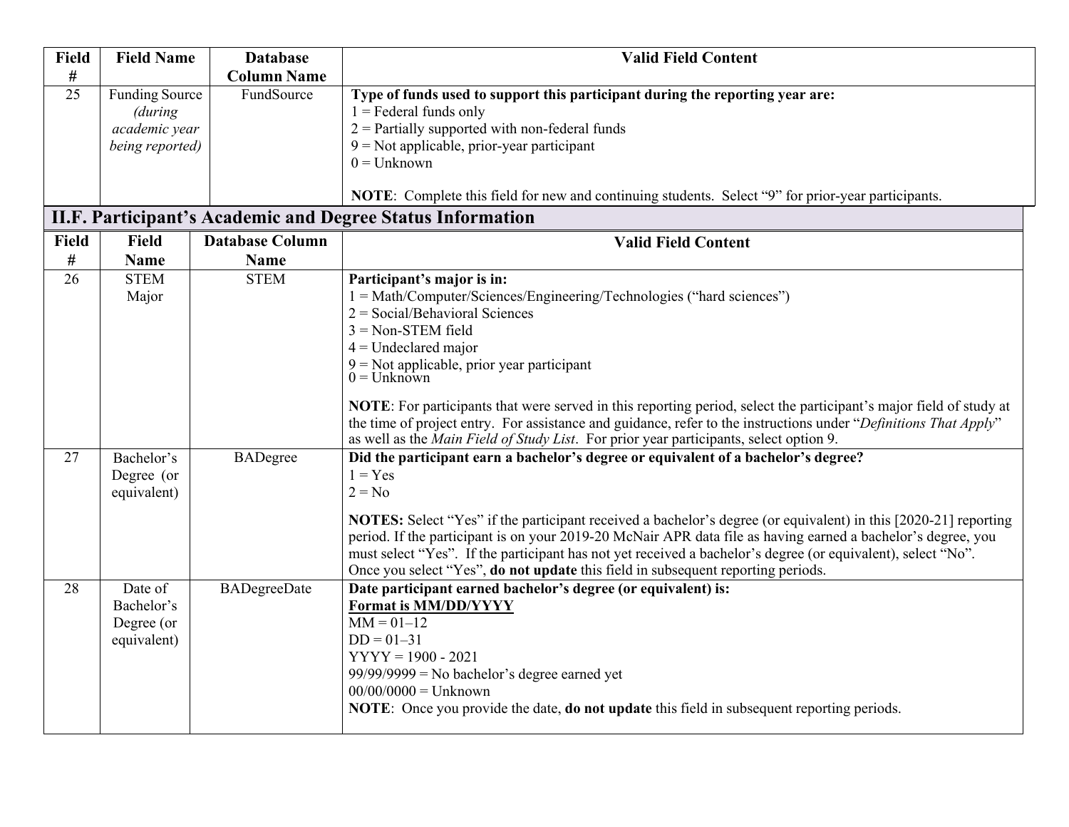| Field # | Field Name | Database Column Name | Valid Field Content |
|---|---|---|---|
| 25 | Funding Source *(during academic year being reported)* | FundSource | **Type of funds used to support this participant during the reporting year are:**<br>1 = Federal funds only<br>2 = Partially supported with non-federal funds<br>9 = Not applicable, prior-year participant<br>0 = Unknown<br><br>**NOTE**: Complete this field for new and continuing students. Select "9" for prior-year participants. |

## II.F. Participant's Academic and Degree Status Information

| Field # | Field Name | Database Column Name | Valid Field Content |
|---|---|---|---|
| 26 | STEM Major | STEM | **Participant's major is in:**<br>1 = Math/Computer/Sciences/Engineering/Technologies ("hard sciences")<br>2 = Social/Behavioral Sciences<br>3 = Non-STEM field<br>4 = Undeclared major<br>9 = Not applicable, prior year participant<br>0 = Unknown<br><br>**NOTE**: For participants that were served in this reporting period, select the participant's major field of study at the time of project entry. For assistance and guidance, refer to the instructions under "*Definitions That Apply*" as well as the *Main Field of Study List*. For prior year participants, select option 9. |
| 27 | Bachelor's Degree (or equivalent) | BADegree | **Did the participant earn a bachelor's degree or equivalent of a bachelor's degree?**<br>1 = Yes<br>2 = No<br><br>**NOTES:** Select "Yes" if the participant received a bachelor's degree (or equivalent) in this [2020-21] reporting period. If the participant is on your 2019-20 McNair APR data file as having earned a bachelor's degree, you must select "Yes". If the participant has not yet received a bachelor's degree (or equivalent), select "No". Once you select "Yes", **do not update** this field in subsequent reporting periods. |
| 28 | Date of Bachelor's Degree (or equivalent) | BADegreeDate | **Date participant earned bachelor's degree (or equivalent) is:**<br>**<u>Format is MM/DD/YYYY</u>**<br>MM = 01–12<br>DD = 01–31<br>YYYY = 1900 - 2021<br>99/99/9999 = No bachelor's degree earned yet<br>00/00/0000 = Unknown<br>**NOTE**: Once you provide the date, **do not update** this field in subsequent reporting periods. |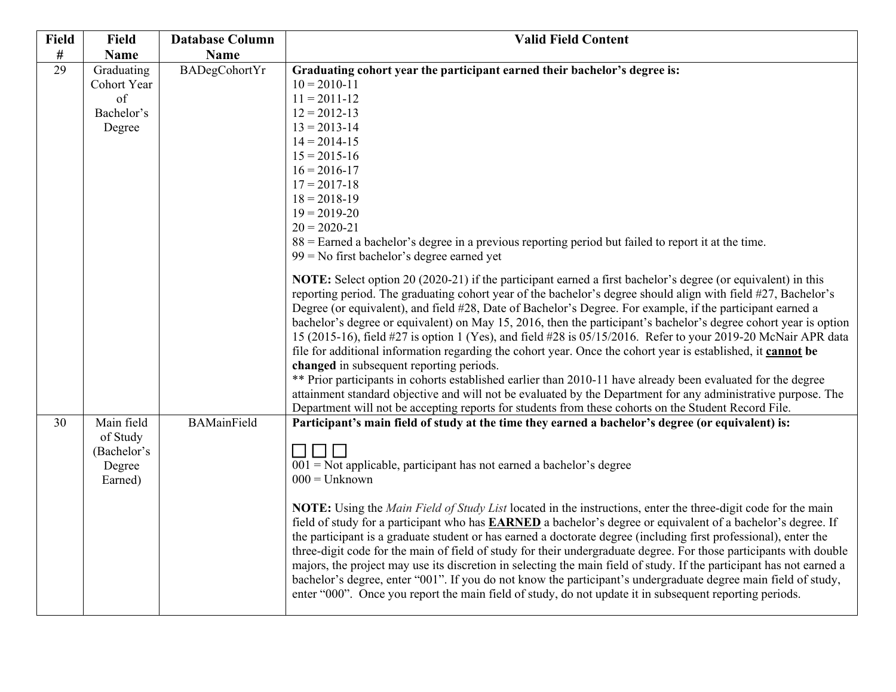| Field # | Field Name | Database Column Name | Valid Field Content |
|---|---|---|---|
| 29 | Graduating Cohort Year of Bachelor's Degree | BADegCohortYr | **Graduating cohort year the participant earned their bachelor's degree is:**<br>10 = 2010-11<br>11 = 2011-12<br>12 = 2012-13<br>13 = 2013-14<br>14 = 2014-15<br>15 = 2015-16<br>16 = 2016-17<br>17 = 2017-18<br>18 = 2018-19<br>19 = 2019-20<br>20 = 2020-21<br>88 = Earned a bachelor's degree in a previous reporting period but failed to report it at the time.<br>99 = No first bachelor's degree earned yet<br><br>**NOTE:** Select option 20 (2020-21) if the participant earned a first bachelor's degree (or equivalent) in this reporting period. The graduating cohort year of the bachelor's degree should align with field #27, Bachelor's Degree (or equivalent), and field #28, Date of Bachelor's Degree. For example, if the participant earned a bachelor's degree or equivalent) on May 15, 2016, then the participant's bachelor's degree cohort year is option 15 (2015-16), field #27 is option 1 (Yes), and field #28 is 05/15/2016. Refer to your 2019-20 McNair APR data file for additional information regarding the cohort year. Once the cohort year is established, it **<u>cannot</u> be changed** in subsequent reporting periods.<br>** Prior participants in cohorts established earlier than 2010-11 have already been evaluated for the degree attainment standard objective and will not be evaluated by the Department for any administrative purpose. The Department will not be accepting reports for students from these cohorts on the Student Record File. |
| 30 | Main field of Study (Bachelor's Degree Earned) | BAMainField | **Participant's main field of study at the time they earned a bachelor's degree (or equivalent) is:**<br><br>☐ ☐ ☐<br>001 = Not applicable, participant has not earned a bachelor's degree<br>000 = Unknown<br><br>**NOTE:** Using the *Main Field of Study List* located in the instructions, enter the three-digit code for the main field of study for a participant who has **<u>EARNED</u>** a bachelor's degree or equivalent of a bachelor's degree. If the participant is a graduate student or has earned a doctorate degree (including first professional), enter the three-digit code for the main of field of study for their undergraduate degree. For those participants with double majors, the project may use its discretion in selecting the main field of study. If the participant has not earned a bachelor's degree, enter "001". If you do not know the participant's undergraduate degree main field of study, enter "000". Once you report the main field of study, do not update it in subsequent reporting periods. |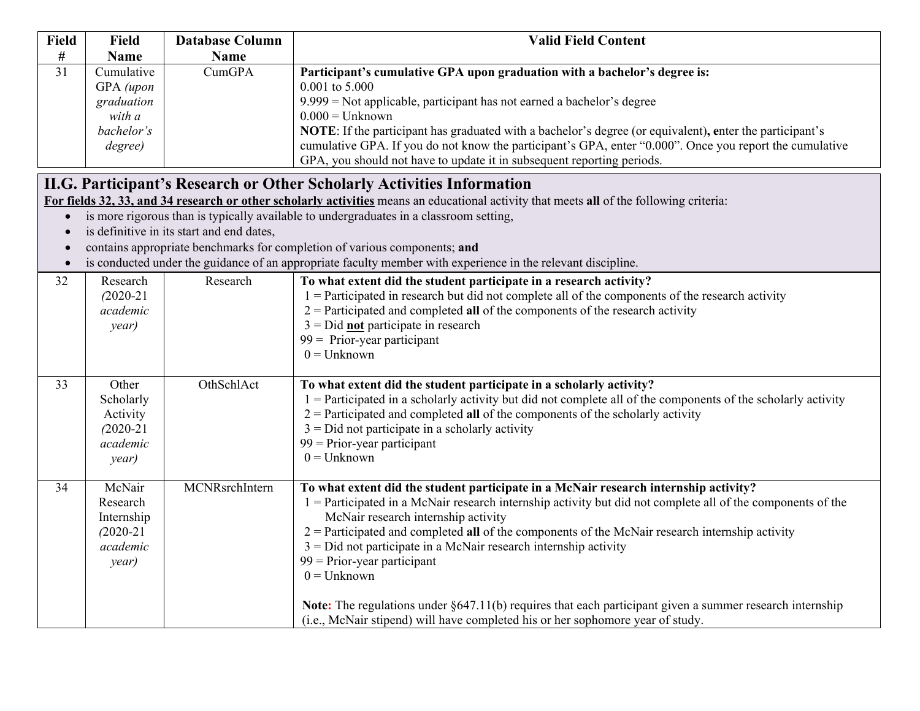| Field # | Field Name | Database Column Name | Valid Field Content |
|---|---|---|---|
| 31 | Cumulative GPA *(upon graduation with a bachelor's degree)* | CumGPA | **Participant's cumulative GPA upon graduation with a bachelor's degree is:**<br>0.001 to 5.000<br>9.999 = Not applicable, participant has not earned a bachelor's degree<br>0.000 = Unknown<br>**NOTE**: If the participant has graduated with a bachelor's degree (or equivalent)**, e**nter the participant's cumulative GPA. If you do not know the participant's GPA, enter "0.000". Once you report the cumulative GPA, you should not have to update it in subsequent reporting periods. |

## II.G. Participant's Research or Other Scholarly Activities Information

**For fields 32, 33, and 34 research or other scholarly activities** means an educational activity that meets **all** of the following criteria:

- is more rigorous than is typically available to undergraduates in a classroom setting,
- is definitive in its start and end dates,
- contains appropriate benchmarks for completion of various components; **and**
- is conducted under the guidance of an appropriate faculty member with experience in the relevant discipline.

| Field # | Field Name | Database Column Name | Valid Field Content |
|---|---|---|---|
| 32 | Research *(2020-21 academic year)* | Research | **To what extent did the student participate in a research activity?**<br>1 = Participated in research but did not complete all of the components of the research activity<br>2 = Participated and completed **all** of the components of the research activity<br>3 = Did **not** participate in research<br>99 = Prior-year participant<br>0 = Unknown |
| 33 | Other Scholarly Activity *(2020-21 academic year)* | OthSchlAct | **To what extent did the student participate in a scholarly activity?**<br>1 = Participated in a scholarly activity but did not complete all of the components of the scholarly activity<br>2 = Participated and completed **all** of the components of the scholarly activity<br>3 = Did not participate in a scholarly activity<br>99 = Prior-year participant<br>0 = Unknown |
| 34 | McNair Research Internship *(2020-21 academic year)* | MCNRsrchIntern | **To what extent did the student participate in a McNair research internship activity?**<br>1 = Participated in a McNair research internship activity but did not complete all of the components of the McNair research internship activity<br>2 = Participated and completed **all** of the components of the McNair research internship activity<br>3 = Did not participate in a McNair research internship activity<br>99 = Prior-year participant<br>0 = Unknown<br><br>**Note:** The regulations under §647.11(b) requires that each participant given a summer research internship (i.e., McNair stipend) will have completed his or her sophomore year of study. |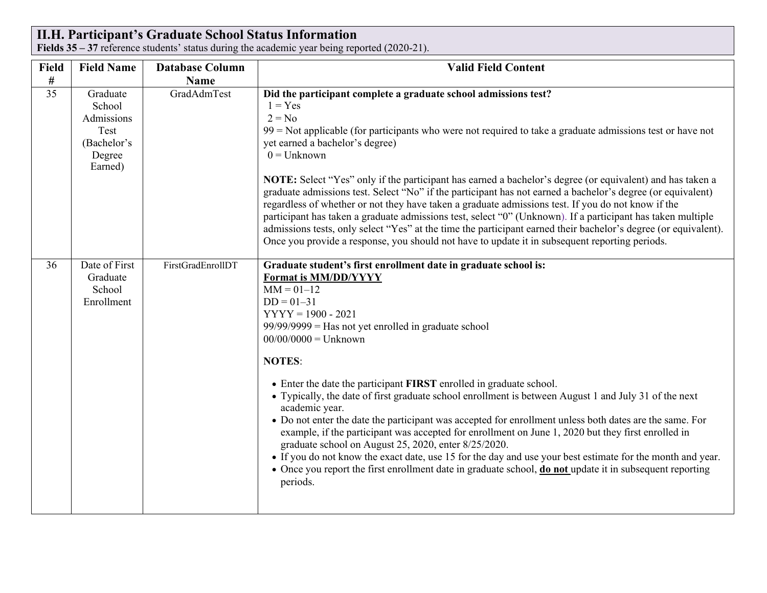## II.H. Participant's Graduate School Status Information

**Fields 35 – 37** reference students' status during the academic year being reported (2020-21).

| Field # | Field Name | Database Column Name | Valid Field Content |
|---|---|---|---|
| 35 | Graduate School Admissions Test (Bachelor's Degree Earned) | GradAdmTest | **Did the participant complete a graduate school admissions test?**<br>1 = Yes<br>2 = No<br>99 = Not applicable (for participants who were not required to take a graduate admissions test or have not yet earned a bachelor's degree)<br>0 = Unknown<br><br>**NOTE:** Select "Yes" only if the participant has earned a bachelor's degree (or equivalent) and has taken a graduate admissions test. Select "No" if the participant has not earned a bachelor's degree (or equivalent) regardless of whether or not they have taken a graduate admissions test. If you do not know if the participant has taken a graduate admissions test, select "0" (Unknown). If a participant has taken multiple admissions tests, only select "Yes" at the time the participant earned their bachelor's degree (or equivalent). Once you provide a response, you should not have to update it in subsequent reporting periods. |
| 36 | Date of First Graduate School Enrollment | FirstGradEnrollDT | **Graduate student's first enrollment date in graduate school is:**<br>**<u>Format is MM/DD/YYYY</u>**<br>MM = 01–12<br>DD = 01–31<br>YYYY = 1900 - 2021<br>99/99/9999 = Has not yet enrolled in graduate school<br>00/00/0000 = Unknown<br><br>**NOTES**:<br>• Enter the date the participant **FIRST** enrolled in graduate school.<br>• Typically, the date of first graduate school enrollment is between August 1 and July 31 of the next academic year.<br>• Do not enter the date the participant was accepted for enrollment unless both dates are the same. For example, if the participant was accepted for enrollment on June 1, 2020 but they first enrolled in graduate school on August 25, 2020, enter 8/25/2020.<br>• If you do not know the exact date, use 15 for the day and use your best estimate for the month and year.<br>• Once you report the first enrollment date in graduate school, **<u>do not</u>** update it in subsequent reporting periods. |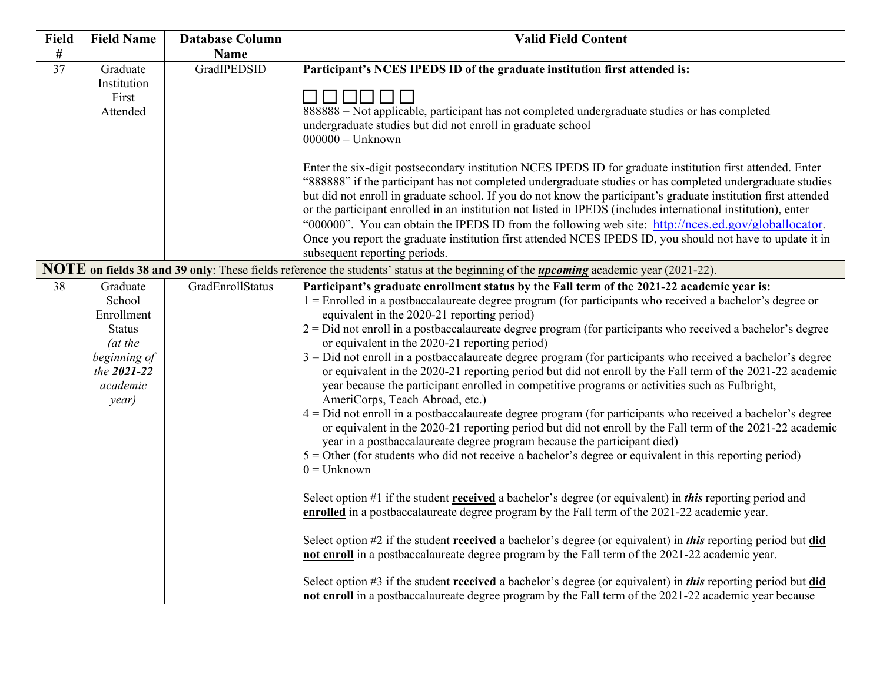| Field # | Field Name | Database Column Name | Valid Field Content |
|---|---|---|---|
| 37 | Graduate Institution First Attended | GradIPEDSID | **Participant's NCES IPEDS ID of the graduate institution first attended is:**<br><br>☐☐☐☐☐☐<br>888888 = Not applicable, participant has not completed undergraduate studies or has completed undergraduate studies but did not enroll in graduate school<br>000000 = Unknown<br><br>Enter the six-digit postsecondary institution NCES IPEDS ID for graduate institution first attended. Enter "888888" if the participant has not completed undergraduate studies or has completed undergraduate studies but did not enroll in graduate school. If you do not know the participant's graduate institution first attended or the participant enrolled in an institution not listed in IPEDS (includes international institution), enter "000000". You can obtain the IPEDS ID from the following web site: http://nces.ed.gov/globallocator. Once you report the graduate institution first attended NCES IPEDS ID, you should not have to update it in subsequent reporting periods. |
| **NOTE on fields 38 and 39 only**: These fields reference the students' status at the beginning of the ***upcoming*** academic year (2021-22). | | | |
| 38 | Graduate School Enrollment Status *(at the beginning of the **2021-22** academic year)* | GradEnrollStatus | **Participant's graduate enrollment status by the Fall term of the 2021-22 academic year is:**<br>1 = Enrolled in a postbaccalaureate degree program (for participants who received a bachelor's degree or equivalent in the 2020-21 reporting period)<br>2 = Did not enroll in a postbaccalaureate degree program (for participants who received a bachelor's degree or equivalent in the 2020-21 reporting period)<br>3 = Did not enroll in a postbaccalaureate degree program (for participants who received a bachelor's degree or equivalent in the 2020-21 reporting period but did not enroll by the Fall term of the 2021-22 academic year because the participant enrolled in competitive programs or activities such as Fulbright, AmeriCorps, Teach Abroad, etc.)<br>4 = Did not enroll in a postbaccalaureate degree program (for participants who received a bachelor's degree or equivalent in the 2020-21 reporting period but did not enroll by the Fall term of the 2021-22 academic year in a postbaccalaureate degree program because the participant died)<br>5 = Other (for students who did not receive a bachelor's degree or equivalent in this reporting period)<br>0 = Unknown<br><br>Select option #1 if the student **received** a bachelor's degree (or equivalent) in ***this*** reporting period and **enrolled** in a postbaccalaureate degree program by the Fall term of the 2021-22 academic year.<br><br>Select option #2 if the student **received** a bachelor's degree (or equivalent) in ***this*** reporting period but **did not enroll** in a postbaccalaureate degree program by the Fall term of the 2021-22 academic year.<br><br>Select option #3 if the student **received** a bachelor's degree (or equivalent) in ***this*** reporting period but **did not enroll** in a postbaccalaureate degree program by the Fall term of the 2021-22 academic year because |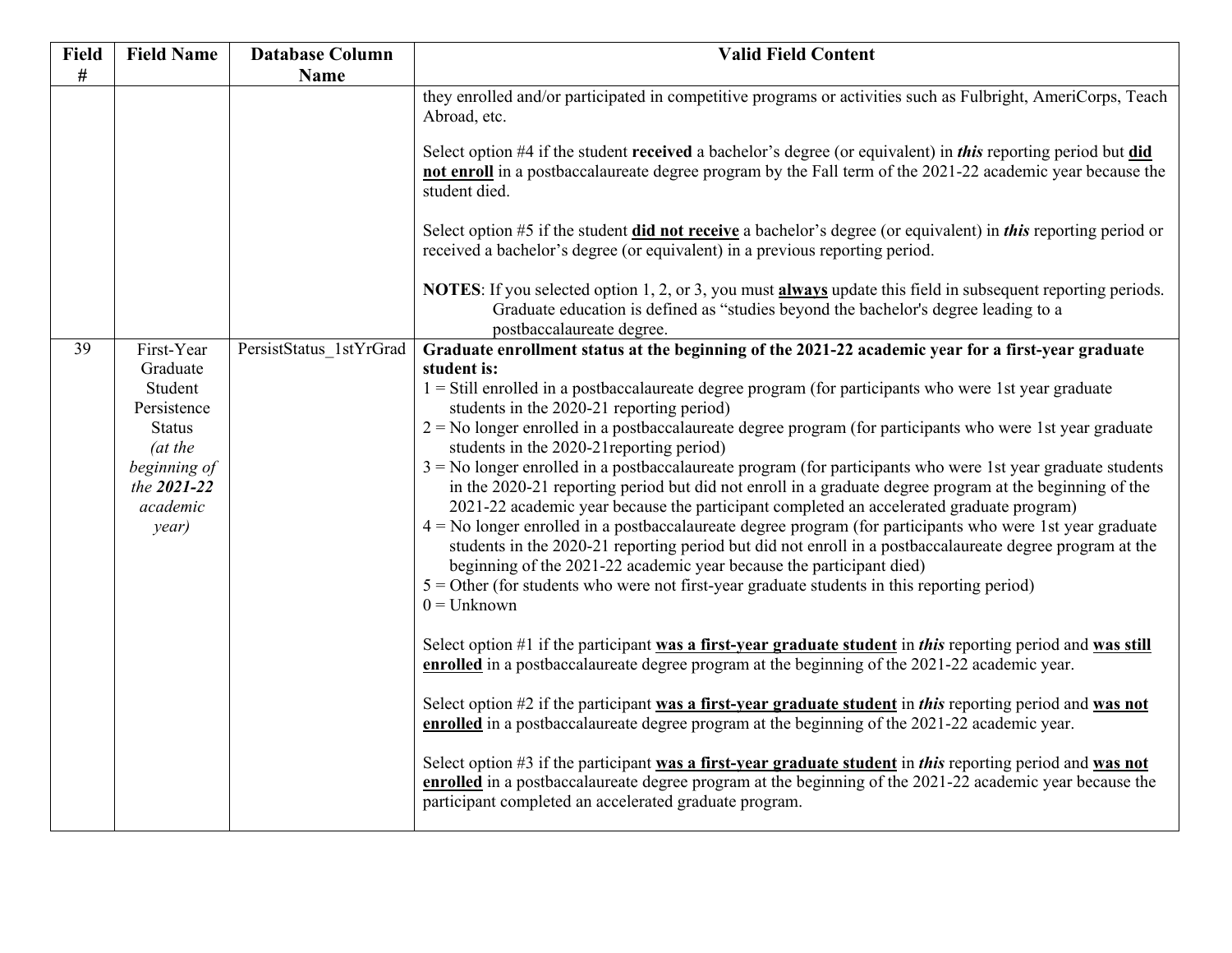| Field # | Field Name | Database Column Name | Valid Field Content |
|---|---|---|---|
| | | | they enrolled and/or participated in competitive programs or activities such as Fulbright, AmeriCorps, Teach Abroad, etc.<br><br>Select option #4 if the student **received** a bachelor's degree (or equivalent) in ***this*** reporting period but **did not enroll** in a postbaccalaureate degree program by the Fall term of the 2021-22 academic year because the student died.<br><br>Select option #5 if the student **did not receive** a bachelor's degree (or equivalent) in ***this*** reporting period or received a bachelor's degree (or equivalent) in a previous reporting period.<br><br>**NOTES**: If you selected option 1, 2, or 3, you must **always** update this field in subsequent reporting periods. Graduate education is defined as "studies beyond the bachelor's degree leading to a postbaccalaureate degree. |
| 39 | First-Year Graduate Student Persistence Status *(at the beginning of the **2021-22** academic year)* | PersistStatus_1stYrGrad | **Graduate enrollment status at the beginning of the 2021-22 academic year for a first-year graduate student is:**<br>1 = Still enrolled in a postbaccalaureate degree program (for participants who were 1st year graduate students in the 2020-21 reporting period)<br>2 = No longer enrolled in a postbaccalaureate degree program (for participants who were 1st year graduate students in the 2020-21reporting period)<br>3 = No longer enrolled in a postbaccalaureate program (for participants who were 1st year graduate students in the 2020-21 reporting period but did not enroll in a graduate degree program at the beginning of the 2021-22 academic year because the participant completed an accelerated graduate program)<br>4 = No longer enrolled in a postbaccalaureate degree program (for participants who were 1st year graduate students in the 2020-21 reporting period but did not enroll in a postbaccalaureate degree program at the beginning of the 2021-22 academic year because the participant died)<br>5 = Other (for students who were not first-year graduate students in this reporting period)<br>0 = Unknown<br><br>Select option #1 if the participant **was a first-year graduate student** in ***this*** reporting period and **was still enrolled** in a postbaccalaureate degree program at the beginning of the 2021-22 academic year.<br><br>Select option #2 if the participant **was a first-year graduate student** in ***this*** reporting period and **was not enrolled** in a postbaccalaureate degree program at the beginning of the 2021-22 academic year.<br><br>Select option #3 if the participant **was a first-year graduate student** in ***this*** reporting period and **was not enrolled** in a postbaccalaureate degree program at the beginning of the 2021-22 academic year because the participant completed an accelerated graduate program. |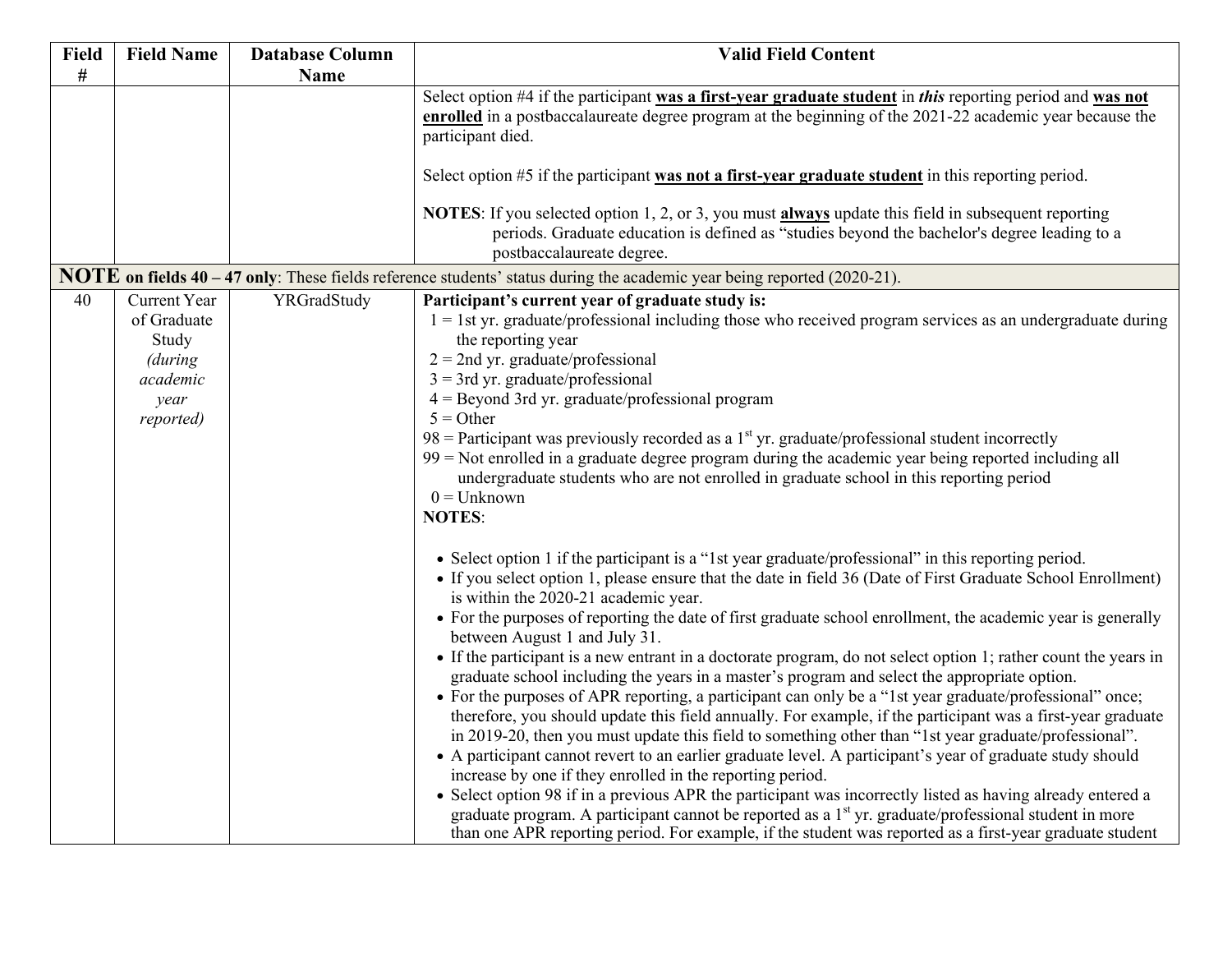| Field # | Field Name | Database Column Name | Valid Field Content |
|---|---|---|---|
| | | | Select option #4 if the participant **was a first-year graduate student** in ***this*** reporting period and **was not enrolled** in a postbaccalaureate degree program at the beginning of the 2021-22 academic year because the participant died.<br><br>Select option #5 if the participant **was not a first-year graduate student** in this reporting period.<br><br>**NOTES**: If you selected option 1, 2, or 3, you must **always** update this field in subsequent reporting periods. Graduate education is defined as "studies beyond the bachelor's degree leading to a postbaccalaureate degree. |
| **NOTE on fields 40 – 47 only**: These fields reference students' status during the academic year being reported (2020-21). | | | |
| 40 | Current Year of Graduate Study *(during academic year reported)* | YRGradStudy | **Participant's current year of graduate study is:**<br>1 = 1st yr. graduate/professional including those who received program services as an undergraduate during the reporting year<br>2 = 2nd yr. graduate/professional<br>3 = 3rd yr. graduate/professional<br>4 = Beyond 3rd yr. graduate/professional program<br>5 = Other<br>98 = Participant was previously recorded as a 1st yr. graduate/professional student incorrectly<br>99 = Not enrolled in a graduate degree program during the academic year being reported including all undergraduate students who are not enrolled in graduate school in this reporting period<br>0 = Unknown<br>**NOTES**:<br><br>• Select option 1 if the participant is a "1st year graduate/professional" in this reporting period.<br>• If you select option 1, please ensure that the date in field 36 (Date of First Graduate School Enrollment) is within the 2020-21 academic year.<br>• For the purposes of reporting the date of first graduate school enrollment, the academic year is generally between August 1 and July 31.<br>• If the participant is a new entrant in a doctorate program, do not select option 1; rather count the years in graduate school including the years in a master's program and select the appropriate option.<br>• For the purposes of APR reporting, a participant can only be a "1st year graduate/professional" once; therefore, you should update this field annually. For example, if the participant was a first-year graduate in 2019-20, then you must update this field to something other than "1st year graduate/professional".<br>• A participant cannot revert to an earlier graduate level. A participant's year of graduate study should increase by one if they enrolled in the reporting period.<br>• Select option 98 if in a previous APR the participant was incorrectly listed as having already entered a graduate program. A participant cannot be reported as a 1st yr. graduate/professional student in more than one APR reporting period. For example, if the student was reported as a first-year graduate student |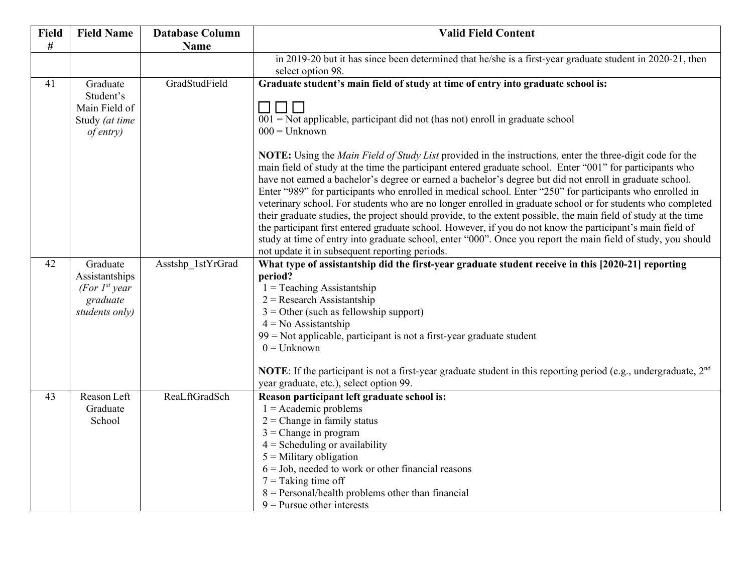| Field # | Field Name | Database Column Name | Valid Field Content |
|---|---|---|---|
| | | | in 2019-20 but it has since been determined that he/she is a first-year graduate student in 2020-21, then select option 98. |
| 41 | Graduate Student's Main Field of Study *(at time of entry)* | GradStudField | **Graduate student's main field of study at time of entry into graduate school is:**<br><br>☐☐☐<br>001 = Not applicable, participant did not (has not) enroll in graduate school<br>000 = Unknown<br><br>**NOTE:** Using the *Main Field of Study List* provided in the instructions, enter the three-digit code for the main field of study at the time the participant entered graduate school. Enter "001" for participants who have not earned a bachelor's degree or earned a bachelor's degree but did not enroll in graduate school. Enter "989" for participants who enrolled in medical school. Enter "250" for participants who enrolled in veterinary school. For students who are no longer enrolled in graduate school or for students who completed their graduate studies, the project should provide, to the extent possible, the main field of study at the time the participant first entered graduate school. However, if you do not know the participant's main field of study at time of entry into graduate school, enter "000". Once you report the main field of study, you should not update it in subsequent reporting periods. |
| 42 | Graduate Assistantships *(For 1st year graduate students only)* | Asstshp_1stYrGrad | **What type of assistantship did the first-year graduate student receive in this [2020-21] reporting period?**<br>1 = Teaching Assistantship<br>2 = Research Assistantship<br>3 = Other (such as fellowship support)<br>4 = No Assistantship<br>99 = Not applicable, participant is not a first-year graduate student<br>0 = Unknown<br><br>**NOTE**: If the participant is not a first-year graduate student in this reporting period (e.g., undergraduate, 2nd year graduate, etc.), select option 99. |
| 43 | Reason Left Graduate School | ReaLftGradSch | **Reason participant left graduate school is:**<br>1 = Academic problems<br>2 = Change in family status<br>3 = Change in program<br>4 = Scheduling or availability<br>5 = Military obligation<br>6 = Job, needed to work or other financial reasons<br>7 = Taking time off<br>8 = Personal/health problems other than financial<br>9 = Pursue other interests |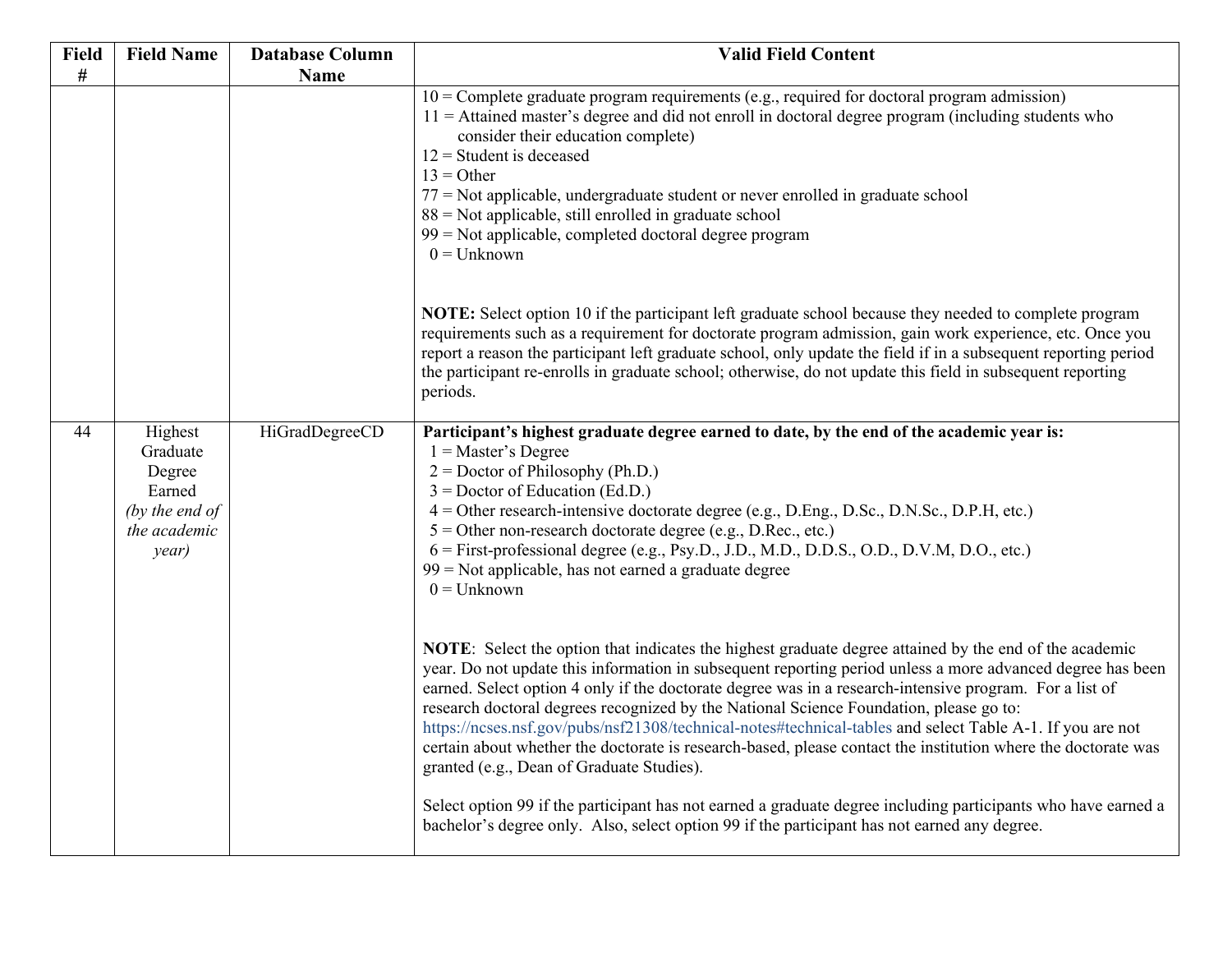| Field # | Field Name | Database Column Name | Valid Field Content |
|---|---|---|---|
| | | | 10 = Complete graduate program requirements (e.g., required for doctoral program admission)<br>11 = Attained master's degree and did not enroll in doctoral degree program (including students who consider their education complete)<br>12 = Student is deceased<br>13 = Other<br>77 = Not applicable, undergraduate student or never enrolled in graduate school<br>88 = Not applicable, still enrolled in graduate school<br>99 = Not applicable, completed doctoral degree program<br>0 = Unknown<br><br>**NOTE:** Select option 10 if the participant left graduate school because they needed to complete program requirements such as a requirement for doctorate program admission, gain work experience, etc. Once you report a reason the participant left graduate school, only update the field if in a subsequent reporting period the participant re-enrolls in graduate school; otherwise, do not update this field in subsequent reporting periods. |
| 44 | Highest Graduate Degree Earned *(by the end of the academic year)* | HiGradDegreeCD | **Participant's highest graduate degree earned to date, by the end of the academic year is:**<br>1 = Master's Degree<br>2 = Doctor of Philosophy (Ph.D.)<br>3 = Doctor of Education (Ed.D.)<br>4 = Other research-intensive doctorate degree (e.g., D.Eng., D.Sc., D.N.Sc., D.P.H, etc.)<br>5 = Other non-research doctorate degree (e.g., D.Rec., etc.)<br>6 = First-professional degree (e.g., Psy.D., J.D., M.D., D.D.S., O.D., D.V.M, D.O., etc.)<br>99 = Not applicable, has not earned a graduate degree<br>0 = Unknown<br><br>**NOTE**: Select the option that indicates the highest graduate degree attained by the end of the academic year. Do not update this information in subsequent reporting period unless a more advanced degree has been earned. Select option 4 only if the doctorate degree was in a research-intensive program. For a list of research doctoral degrees recognized by the National Science Foundation, please go to: https://ncses.nsf.gov/pubs/nsf21308/technical-notes#technical-tables and select Table A-1. If you are not certain about whether the doctorate is research-based, please contact the institution where the doctorate was granted (e.g., Dean of Graduate Studies).<br><br>Select option 99 if the participant has not earned a graduate degree including participants who have earned a bachelor's degree only. Also, select option 99 if the participant has not earned any degree. |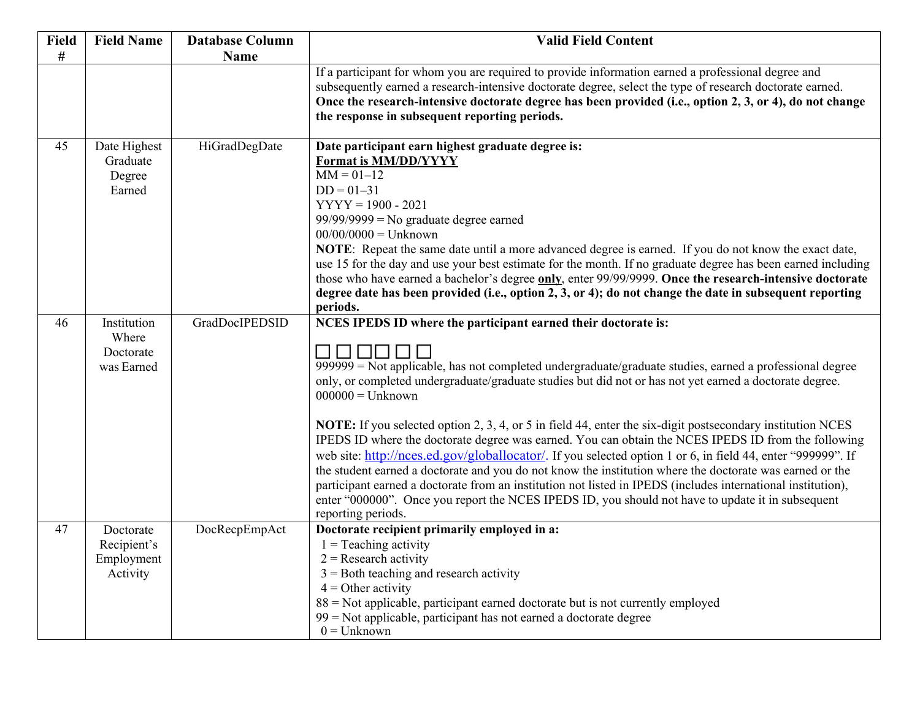| Field # | Field Name | Database Column Name | Valid Field Content |
|---|---|---|---|
| | | | If a participant for whom you are required to provide information earned a professional degree and subsequently earned a research-intensive doctorate degree, select the type of research doctorate earned. **Once the research-intensive doctorate degree has been provided (i.e., option 2, 3, or 4), do not change the response in subsequent reporting periods.** |
| 45 | Date Highest Graduate Degree Earned | HiGradDegDate | **Date participant earn highest graduate degree is:**<br>**<u>Format is MM/DD/YYYY</u>**<br>MM = 01–12<br>DD = 01–31<br>YYYY = 1900 - 2021<br>99/99/9999 = No graduate degree earned<br>00/00/0000 = Unknown<br>**NOTE**: Repeat the same date until a more advanced degree is earned. If you do not know the exact date, use 15 for the day and use your best estimate for the month. If no graduate degree has been earned including those who have earned a bachelor's degree **<u>only</u>**, enter 99/99/9999. **Once the research-intensive doctorate degree date has been provided (i.e., option 2, 3, or 4); do not change the date in subsequent reporting periods.** |
| 46 | Institution Where Doctorate was Earned | GradDocIPEDSID | **NCES IPEDS ID where the participant earned their doctorate is:**<br>☐☐☐☐☐☐<br>999999 = Not applicable, has not completed undergraduate/graduate studies, earned a professional degree only, or completed undergraduate/graduate studies but did not or has not yet earned a doctorate degree.<br>000000 = Unknown<br><br>**NOTE:** If you selected option 2, 3, 4, or 5 in field 44, enter the six-digit postsecondary institution NCES IPEDS ID where the doctorate degree was earned. You can obtain the NCES IPEDS ID from the following web site: [http://nces.ed.gov/globallocator/](http://nces.ed.gov/globallocator/). If you selected option 1 or 6, in field 44, enter "999999". If the student earned a doctorate and you do not know the institution where the doctorate was earned or the participant earned a doctorate from an institution not listed in IPEDS (includes international institution), enter "000000". Once you report the NCES IPEDS ID, you should not have to update it in subsequent reporting periods. |
| 47 | Doctorate Recipient's Employment Activity | DocRecpEmpAct | **Doctorate recipient primarily employed in a:**<br>1 = Teaching activity<br>2 = Research activity<br>3 = Both teaching and research activity<br>4 = Other activity<br>88 = Not applicable, participant earned doctorate but is not currently employed<br>99 = Not applicable, participant has not earned a doctorate degree<br>0 = Unknown |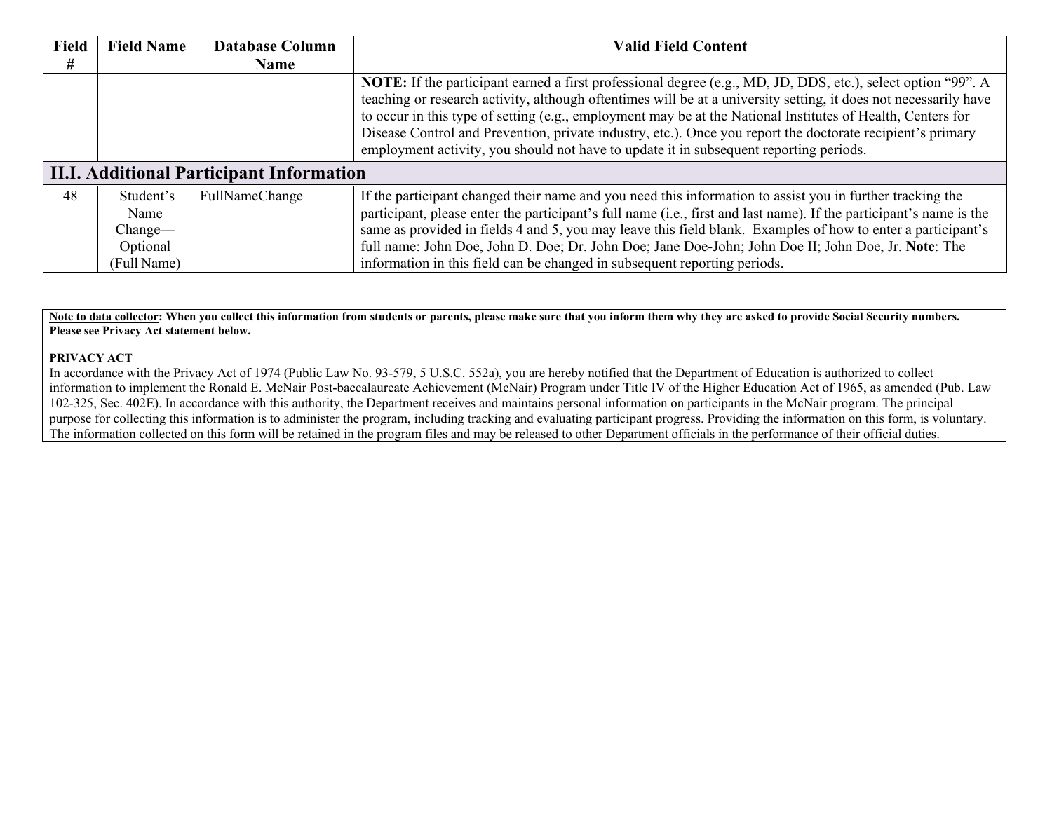| Field # | Field Name | Database Column Name | Valid Field Content |
|---|---|---|---|
| | | | **NOTE:** If the participant earned a first professional degree (e.g., MD, JD, DDS, etc.), select option "99". A teaching or research activity, although oftentimes will be at a university setting, it does not necessarily have to occur in this type of setting (e.g., employment may be at the National Institutes of Health, Centers for Disease Control and Prevention, private industry, etc.). Once you report the doctorate recipient's primary employment activity, you should not have to update it in subsequent reporting periods. |
| **II.I. Additional Participant Information** | | | |
| 48 | Student's Name Change—Optional (Full Name) | FullNameChange | If the participant changed their name and you need this information to assist you in further tracking the participant, please enter the participant's full name (i.e., first and last name). If the participant's name is the same as provided in fields 4 and 5, you may leave this field blank. Examples of how to enter a participant's full name: John Doe, John D. Doe; Dr. John Doe; Jane Doe-John; John Doe II; John Doe, Jr. **Note**: The information in this field can be changed in subsequent reporting periods. |

**Note to data collector: When you collect this information from students or parents, please make sure that you inform them why they are asked to provide Social Security numbers. Please see Privacy Act statement below.**

**PRIVACY ACT**

In accordance with the Privacy Act of 1974 (Public Law No. 93-579, 5 U.S.C. 552a), you are hereby notified that the Department of Education is authorized to collect information to implement the Ronald E. McNair Post-baccalaureate Achievement (McNair) Program under Title IV of the Higher Education Act of 1965, as amended (Pub. Law 102-325, Sec. 402E). In accordance with this authority, the Department receives and maintains personal information on participants in the McNair program. The principal purpose for collecting this information is to administer the program, including tracking and evaluating participant progress. Providing the information on this form, is voluntary. The information collected on this form will be retained in the program files and may be released to other Department officials in the performance of their official duties.